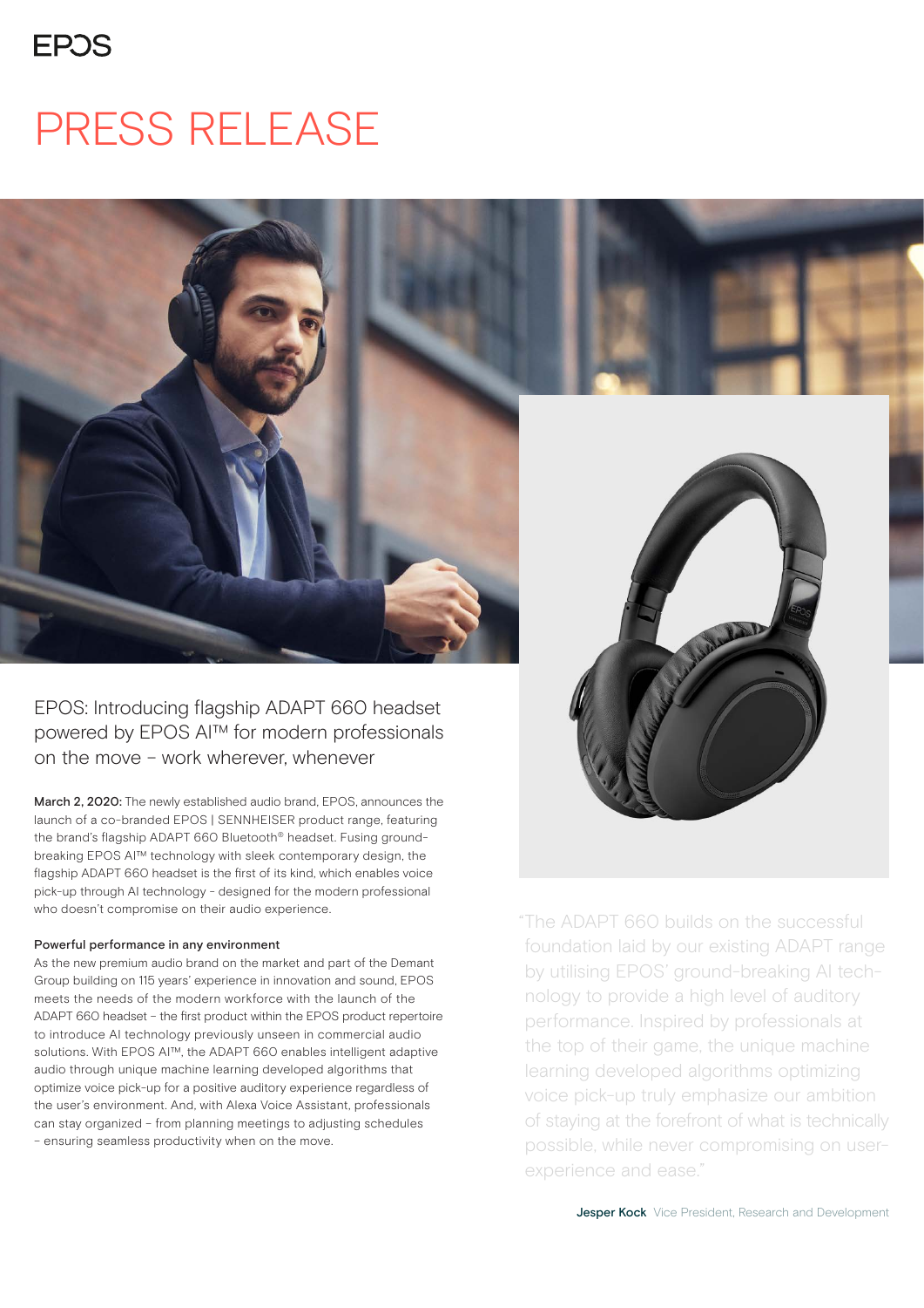EPOS

# PRESS RELEASE

## EPOS: Introducing flagship ADAPT 660 headset powered by EPOS AI™ for modern professionals on the move – work wherever, whenever

**March 2, 2020:** The newly established audio brand, EPOS, announces the launch of a co-branded EPOS | SENNHEISER product range, featuring the brand's flagship ADAPT 660 Bluetooth® headset. Fusing ground-breaking EPOS AI™ technology with sleek contemporary design, the flagship ADAPT 660 headset is the first of its kind, which enables voice pick-up through AI technology - designed for the modern professional who doesn't compromise on their audio experience.

### Powerful performance in any environment

As the new premium audio brand on the market and part of the Demant Group building on 115 years' experience in innovation and sound, EPOS meets the needs of the modern workforce with the launch of the ADAPT 660 headset – the first product within the EPOS product repertoire to introduce AI technology previously unseen in commercial audio solutions. With EPOS AI™, the ADAPT 660 enables intelligent adaptive audio through unique machine learning developed algorithms that optimize voice pick-up for a positive auditory experience regardless of the user's environment. And, with Alexa Voice Assistant, professionals can stay organized – from planning meetings to adjusting schedules – ensuring seamless productivity when on the move.

"The ADAPT 660 builds on the successful foundation laid by our existing ADAPT range by utilising EPOS' ground-breaking AI technology to provide a high level of auditory performance. Inspired by professionals at the top of their game, the unique machine learning developed algorithms optimizing voice pick-up truly emphasize our ambition of staying at the forefront of what is technically possible, while never compromising on user-experience and ease."

**Jesper Kock** Vice President, Research and Development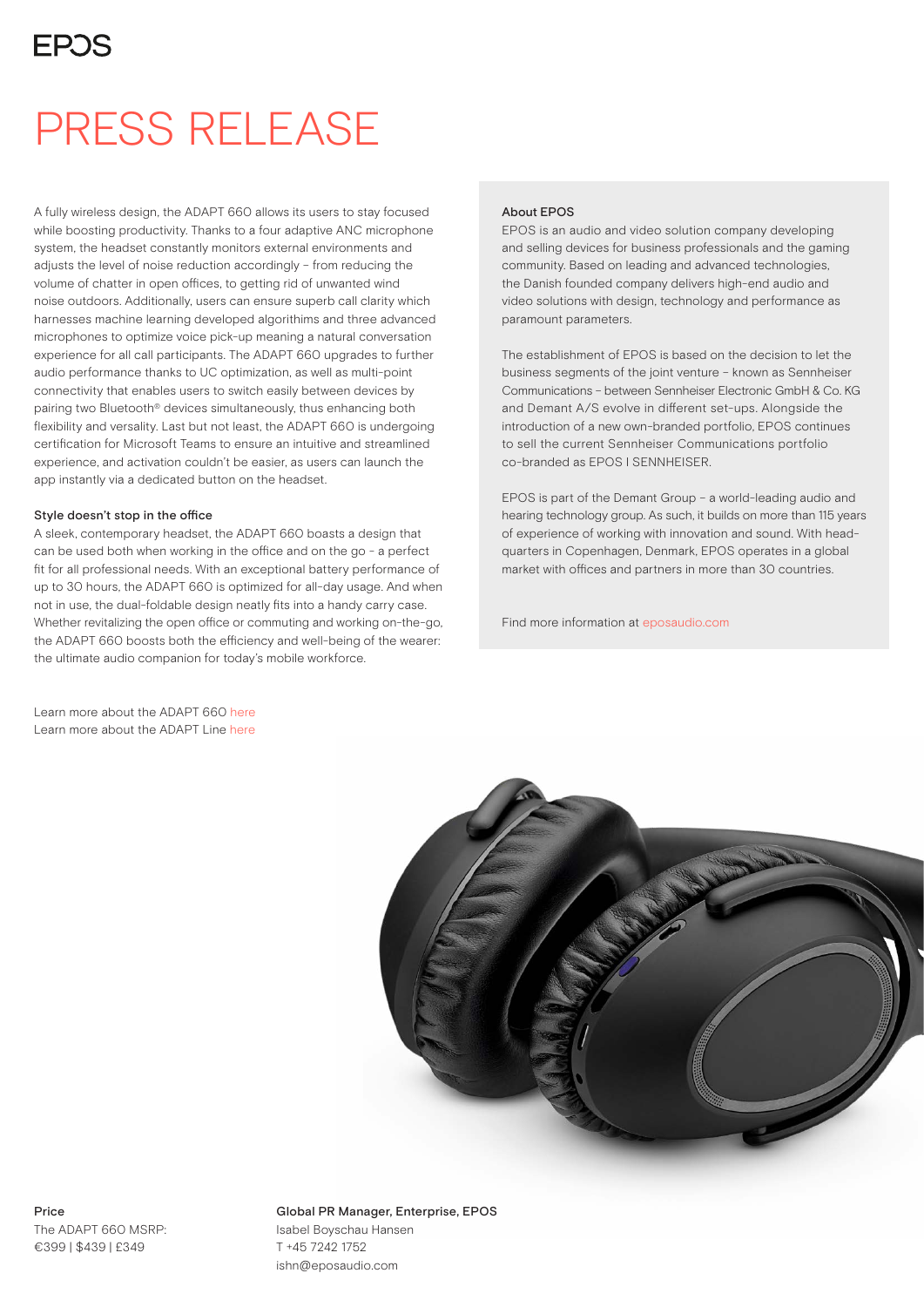# PRESS RELEASE

A fully wireless design, the ADAPT 660 allows its users to stay focused while boosting productivity. Thanks to a four adaptive ANC microphone system, the headset constantly monitors external environments and adjusts the level of noise reduction accordingly – from reducing the volume of chatter in open offices, to getting rid of unwanted wind noise outdoors. Additionally, users can ensure superb call clarity which harnesses machine learning developed algorithims and three advanced microphones to optimize voice pick-up meaning a natural conversation experience for all call participants. The ADAPT 660 upgrades to further audio performance thanks to UC optimization, as well as multi-point connectivity that enables users to switch easily between devices by pairing two Bluetooth® devices simultaneously, thus enhancing both flexibility and versality. Last but not least, the ADAPT 660 is undergoing certification for Microsoft Teams to ensure an intuitive and streamlined experience, and activation couldn't be easier, as users can launch the app instantly via a dedicated button on the headset.

### Style doesn't stop in the office

A sleek, contemporary headset, the ADAPT 660 boasts a design that can be used both when working in the office and on the go – a perfect fit for all professional needs. With an exceptional battery performance of up to 30 hours, the ADAPT 660 is optimized for all-day usage. And when not in use, the dual-foldable design neatly fits into a handy carry case. Whether revitalizing the open office or commuting and working on-the-go, the ADAPT 660 boosts both the efficiency and well-being of the wearer: the ultimate audio companion for today's mobile workforce.

Learn more about the ADAPT 660 here
Learn more about the ADAPT Line here

### About EPOS

EPOS is an audio and video solution company developing and selling devices for business professionals and the gaming community. Based on leading and advanced technologies, the Danish founded company delivers high-end audio and video solutions with design, technology and performance as paramount parameters.

The establishment of EPOS is based on the decision to let the business segments of the joint venture – known as Sennheiser Communications – between Sennheiser Electronic GmbH & Co. KG and Demant A/S evolve in different set-ups. Alongside the introduction of a new own-branded portfolio, EPOS continues to sell the current Sennheiser Communications portfolio co-branded as EPOS I SENNHEISER.

EPOS is part of the Demant Group – a world-leading audio and hearing technology group. As such, it builds on more than 115 years of experience of working with innovation and sound. With head-quarters in Copenhagen, Denmark, EPOS operates in a global market with offices and partners in more than 30 countries.

Find more information at eposaudio.com

**Price**
The ADAPT 660 MSRP:
€399 | $439 | £349

**Global PR Manager, Enterprise, EPOS**
Isabel Boyschau Hansen
T +45 7242 1752
ishn@eposaudio.com